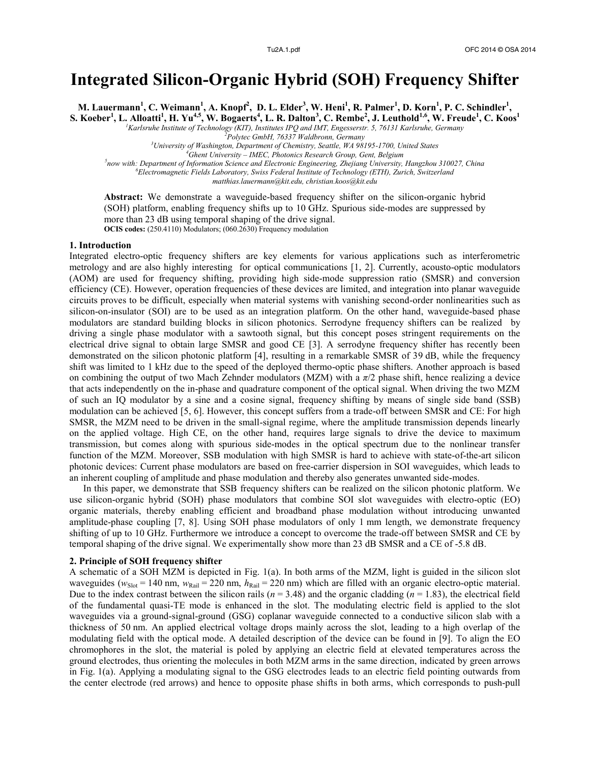# Integrated Silicon-Organic Hybrid (SOH) Frequency Shifter

**M. Lauermann[1], C. Weimann[1], A. Knopf[2], D. L. Elder[3], W. Heni[1], R. Palmer[1], D. Korn[1], P. C. Schindler[1], S. Koeber[1], L. Alloatti[1], H. Yu[4,5], W. Bogaerts[4], L. R. Dalton[3], C. Rembe[2], J. Leuthold[1,6], W. Freude[1], C. Koos[1]**

[1] *Karlsruhe Institute of Technology (KIT), Institutes IPQ and IMT, Engesserstr. 5, 76131 Karlsruhe, Germany*
[2] *Polytec GmbH, 76337 Waldbronn, Germany*
[3] *University of Washington, Department of Chemistry, Seattle, WA 98195-1700, United States*
[4] *Ghent University – IMEC, Photonics Research Group, Gent, Belgium*
[5] *now with: Department of Information Science and Electronic Engineering, Zhejiang University, Hangzhou 310027, China*
[6] *Electromagnetic Fields Laboratory, Swiss Federal Institute of Technology (ETH), Zurich, Switzerland*
*matthias.lauermann@kit.edu, christian.koos@kit.edu*

**Abstract:** We demonstrate a waveguide-based frequency shifter on the silicon-organic hybrid (SOH) platform, enabling frequency shifts up to 10 GHz. Spurious side-modes are suppressed by more than 23 dB using temporal shaping of the drive signal.
**OCIS codes:** (250.4110) Modulators; (060.2630) Frequency modulation

## 1. Introduction

Integrated electro-optic frequency shifters are key elements for various applications such as interferometric metrology and are also highly interesting for optical communications [1, 2]. Currently, acousto-optic modulators (AOM) are used for frequency shifting, providing high side-mode suppression ratio (SMSR) and conversion efficiency (CE). However, operation frequencies of these devices are limited, and integration into planar waveguide circuits proves to be difficult, especially when material systems with vanishing second-order nonlinearities such as silicon-on-insulator (SOI) are to be used as an integration platform. On the other hand, waveguide-based phase modulators are standard building blocks in silicon photonics. Serrodyne frequency shifters can be realized by driving a single phase modulator with a sawtooth signal, but this concept poses stringent requirements on the electrical drive signal to obtain large SMSR and good CE [3]. A serrodyne frequency shifter has recently been demonstrated on the silicon photonic platform [4], resulting in a remarkable SMSR of 39 dB, while the frequency shift was limited to 1 kHz due to the speed of the deployed thermo-optic phase shifters. Another approach is based on combining the output of two Mach Zehnder modulators (MZM) with a $\pi/2$ phase shift, hence realizing a device that acts independently on the in-phase and quadrature component of the optical signal. When driving the two MZM of such an IQ modulator by a sine and a cosine signal, frequency shifting by means of single side band (SSB) modulation can be achieved [5, 6]. However, this concept suffers from a trade-off between SMSR and CE: For high SMSR, the MZM need to be driven in the small-signal regime, where the amplitude transmission depends linearly on the applied voltage. High CE, on the other hand, requires large signals to drive the device to maximum transmission, but comes along with spurious side-modes in the optical spectrum due to the nonlinear transfer function of the MZM. Moreover, SSB modulation with high SMSR is hard to achieve with state-of-the-art silicon photonic devices: Current phase modulators are based on free-carrier dispersion in SOI waveguides, which leads to an inherent coupling of amplitude and phase modulation and thereby also generates unwanted side-modes.

In this paper, we demonstrate that SSB frequency shifters can be realized on the silicon photonic platform. We use silicon-organic hybrid (SOH) phase modulators that combine SOI slot waveguides with electro-optic (EO) organic materials, thereby enabling efficient and broadband phase modulation without introducing unwanted amplitude-phase coupling [7, 8]. Using SOH phase modulators of only 1 mm length, we demonstrate frequency shifting of up to 10 GHz. Furthermore we introduce a concept to overcome the trade-off between SMSR and CE by temporal shaping of the drive signal. We experimentally show more than 23 dB SMSR and a CE of -5.8 dB.

## 2. Principle of SOH frequency shifter

A schematic of a SOH MZM is depicted in Fig. 1(a). In both arms of the MZM, light is guided in the silicon slot waveguides ($w_{\text{Slot}}$ = 140 nm, $w_{\text{Rail}}$ = 220 nm, $h_{\text{Rail}}$ = 220 nm) which are filled with an organic electro-optic material. Due to the index contrast between the silicon rails ($n$ = 3.48) and the organic cladding ($n$ = 1.83), the electrical field of the fundamental quasi-TE mode is enhanced in the slot. The modulating electric field is applied to the slot waveguides via a ground-signal-ground (GSG) coplanar waveguide connected to a conductive silicon slab with a thickness of 50 nm. An applied electrical voltage drops mainly across the slot, leading to a high overlap of the modulating field with the optical mode. A detailed description of the device can be found in [9]. To align the EO chromophores in the slot, the material is poled by applying an electric field at elevated temperatures across the ground electrodes, thus orienting the molecules in both MZM arms in the same direction, indicated by green arrows in Fig. 1(a). Applying a modulating signal to the GSG electrodes leads to an electric field pointing outwards from the center electrode (red arrows) and hence to opposite phase shifts in both arms, which corresponds to push-pull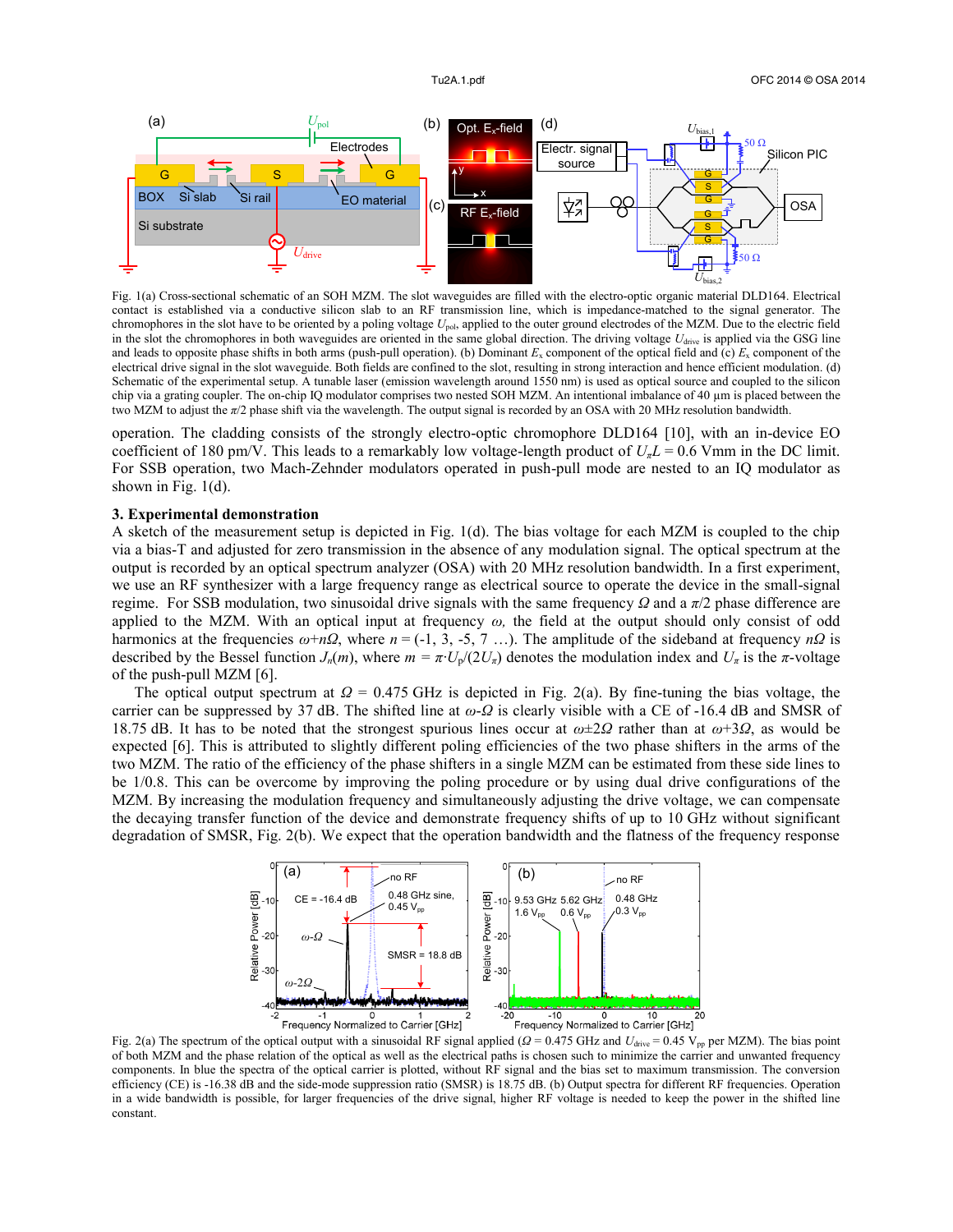Fig. 1(a) Cross-sectional schematic of an SOH MZM. The slot waveguides are filled with the electro-optic organic material DLD164. Electrical contact is established via a conductive silicon slab to an RF transmission line, which is impedance-matched to the signal generator. The chromophores in the slot have to be oriented by a poling voltage $U_{\text{pol}}$, applied to the outer ground electrodes of the MZM. Due to the electric field in the slot the chromophores in both waveguides are oriented in the same global direction. The driving voltage $U_{\text{drive}}$ is applied via the GSG line and leads to opposite phase shifts in both arms (push-pull operation). (b) Dominant $E_x$ component of the optical field and (c) $E_x$ component of the electrical drive signal in the slot waveguide. Both fields are confined to the slot, resulting in strong interaction and hence efficient modulation. (d) Schematic of the experimental setup. A tunable laser (emission wavelength around 1550 nm) is used as optical source and coupled to the silicon chip via a grating coupler. The on-chip IQ modulator comprises two nested SOH MZM. An intentional imbalance of 40 µm is placed between the two MZM to adjust the $\pi/2$ phase shift via the wavelength. The output signal is recorded by an OSA with 20 MHz resolution bandwidth.

operation. The cladding consists of the strongly electro-optic chromophore DLD164 [10], with an in-device EO coefficient of 180 pm/V. This leads to a remarkably low voltage-length product of $U_\pi L = 0.6$ Vmm in the DC limit. For SSB operation, two Mach-Zehnder modulators operated in push-pull mode are nested to an IQ modulator as shown in Fig. 1(d).

### 3. Experimental demonstration

A sketch of the measurement setup is depicted in Fig. 1(d). The bias voltage for each MZM is coupled to the chip via a bias-T and adjusted for zero transmission in the absence of any modulation signal. The optical spectrum at the output is recorded by an optical spectrum analyzer (OSA) with 20 MHz resolution bandwidth. In a first experiment, we use an RF synthesizer with a large frequency range as electrical source to operate the device in the small-signal regime. For SSB modulation, two sinusoidal drive signals with the same frequency $\Omega$ and a $\pi/2$ phase difference are applied to the MZM. With an optical input at frequency $\omega$, the field at the output should only consist of odd harmonics at the frequencies $\omega+n\Omega$, where $n = (-1, 3, -5, 7 \ldots)$. The amplitude of the sideband at frequency $n\Omega$ is described by the Bessel function $J_n(m)$, where $m = \pi \cdot U_p/(2U_\pi)$ denotes the modulation index and $U_\pi$ is the $\pi$-voltage of the push-pull MZM [6].

The optical output spectrum at $\Omega = 0.475$ GHz is depicted in Fig. 2(a). By fine-tuning the bias voltage, the carrier can be suppressed by 37 dB. The shifted line at $\omega$-$\Omega$ is clearly visible with a CE of -16.4 dB and SMSR of 18.75 dB. It has to be noted that the strongest spurious lines occur at $\omega\pm2\Omega$ rather than at $\omega+3\Omega$, as would be expected [6]. This is attributed to slightly different poling efficiencies of the two phase shifters in the arms of the two MZM. The ratio of the efficiency of the phase shifters in a single MZM can be estimated from these side lines to be 1/0.8. This can be overcome by improving the poling procedure or by using dual drive configurations of the MZM. By increasing the modulation frequency and simultaneously adjusting the drive voltage, we can compensate the decaying transfer function of the device and demonstrate frequency shifts of up to 10 GHz without significant degradation of SMSR, Fig. 2(b). We expect that the operation bandwidth and the flatness of the frequency response

Fig. 2(a) The spectrum of the optical output with a sinusoidal RF signal applied ($\Omega = 0.475$ GHz and $U_{\text{drive}} = 0.45$ $V_{pp}$ per MZM). The bias point of both MZM and the phase relation of the optical as well as the electrical paths is chosen such to minimize the carrier and unwanted frequency components. In blue the spectra of the optical carrier is plotted, without RF signal and the bias set to maximum transmission. The conversion efficiency (CE) is -16.38 dB and the side-mode suppression ratio (SMSR) is 18.75 dB. (b) Output spectra for different RF frequencies. Operation in a wide bandwidth is possible, for larger frequencies of the drive signal, higher RF voltage is needed to keep the power in the shifted line constant.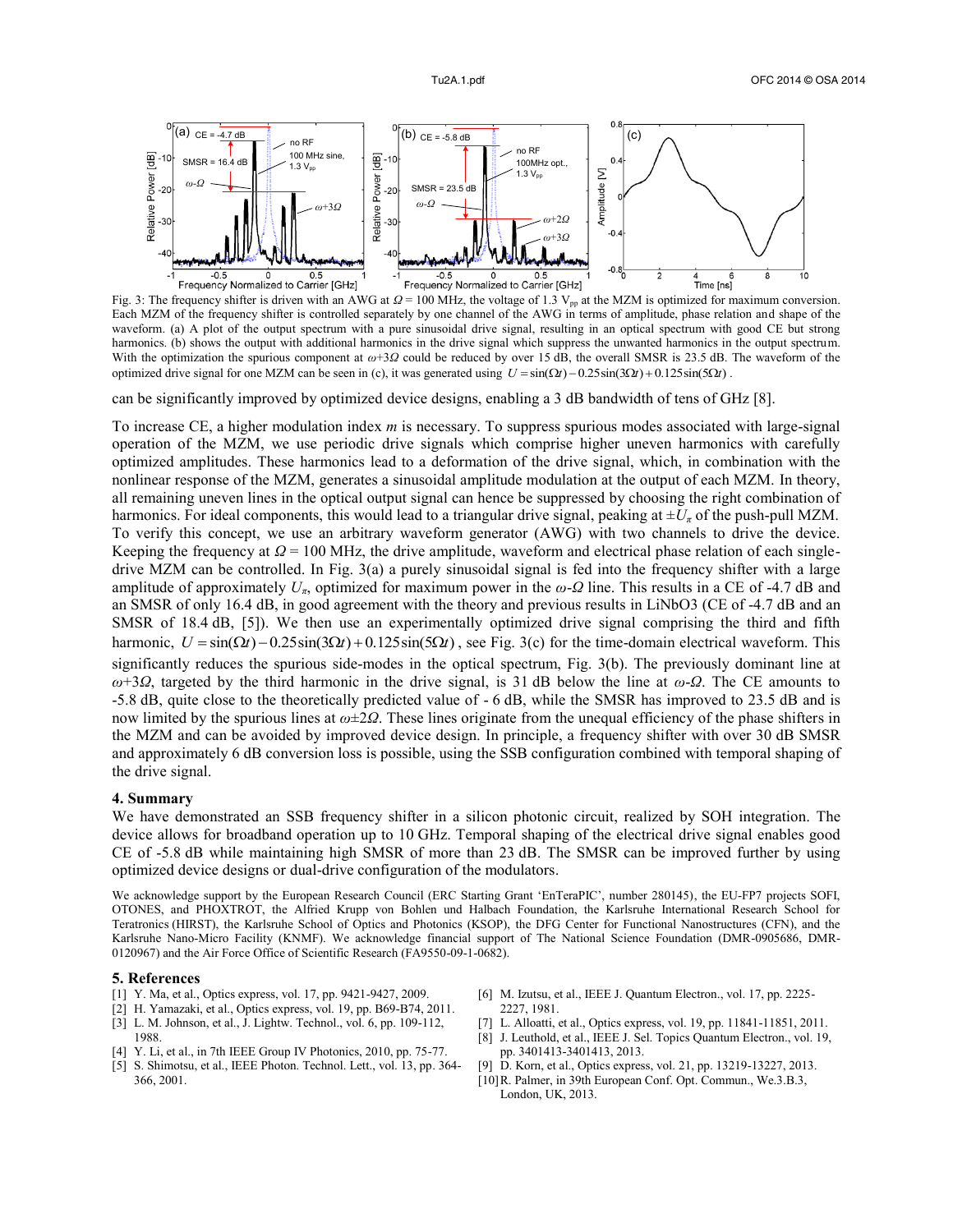(a)
CE = -4.7 dB
SMSR = 16.4 dB
no RF
100 MHz sine, 1.3 $V_{pp}$
$\omega$-$\Omega$
$\omega$+3$\Omega$
Relative Power [dB]
Frequency Normalized to Carrier [GHz]

(b)
CE = -5.8 dB
SMSR = 23.5 dB
no RF
100MHz opt., 1.3 $V_{pp}$
$\omega$-$\Omega$
$\omega$+2$\Omega$
$\omega$+3$\Omega$
Relative Power [dB]
Frequency Normalized to Carrier [GHz]

(c)
Amplitude [V]
Time [ns]

Fig. 3: The frequency shifter is driven with an AWG at $\Omega$ = 100 MHz, the voltage of 1.3 $V_{pp}$ at the MZM is optimized for maximum conversion. Each MZM of the frequency shifter is controlled separately by one channel of the AWG in terms of amplitude, phase relation and shape of the waveform. (a) A plot of the output spectrum with a pure sinusoidal drive signal, resulting in an optical spectrum with good CE but strong harmonics. (b) shows the output with additional harmonics in the drive signal which suppress the unwanted harmonics in the output spectrum. With the optimization the spurious component at $\omega+3\Omega$ could be reduced by over 15 dB, the overall SMSR is 23.5 dB. The waveform of the optimized drive signal for one MZM can be seen in (c), it was generated using $U = \sin(\Omega t) - 0.25\sin(3\Omega t) + 0.125\sin(5\Omega t)$.

can be significantly improved by optimized device designs, enabling a 3 dB bandwidth of tens of GHz [8].

To increase CE, a higher modulation index $m$ is necessary. To suppress spurious modes associated with large-signal operation of the MZM, we use periodic drive signals which comprise higher uneven harmonics with carefully optimized amplitudes. These harmonics lead to a deformation of the drive signal, which, in combination with the nonlinear response of the MZM, generates a sinusoidal amplitude modulation at the output of each MZM. In theory, all remaining uneven lines in the optical output signal can hence be suppressed by choosing the right combination of harmonics. For ideal components, this would lead to a triangular drive signal, peaking at $\pm U_\pi$ of the push-pull MZM. To verify this concept, we use an arbitrary waveform generator (AWG) with two channels to drive the device. Keeping the frequency at $\Omega$ = 100 MHz, the drive amplitude, waveform and electrical phase relation of each single-drive MZM can be controlled. In Fig. 3(a) a purely sinusoidal signal is fed into the frequency shifter with a large amplitude of approximately $U_\pi$, optimized for maximum power in the $\omega$-$\Omega$ line. This results in a CE of -4.7 dB and an SMSR of only 16.4 dB, in good agreement with the theory and previous results in LiNbO3 (CE of -4.7 dB and an SMSR of 18.4 dB, [5]). We then use an experimentally optimized drive signal comprising the third and fifth harmonic, $U = \sin(\Omega t) - 0.25\sin(3\Omega t) + 0.125\sin(5\Omega t)$, see Fig. 3(c) for the time-domain electrical waveform. This significantly reduces the spurious side-modes in the optical spectrum, Fig. 3(b). The previously dominant line at $\omega+3\Omega$, targeted by the third harmonic in the drive signal, is 31 dB below the line at $\omega$-$\Omega$. The CE amounts to -5.8 dB, quite close to the theoretically predicted value of - 6 dB, while the SMSR has improved to 23.5 dB and is now limited by the spurious lines at $\omega\pm2\Omega$. These lines originate from the unequal efficiency of the phase shifters in the MZM and can be avoided by improved device design. In principle, a frequency shifter with over 30 dB SMSR and approximately 6 dB conversion loss is possible, using the SSB configuration combined with temporal shaping of the drive signal.

## 4. Summary

We have demonstrated an SSB frequency shifter in a silicon photonic circuit, realized by SOH integration. The device allows for broadband operation up to 10 GHz. Temporal shaping of the electrical drive signal enables good CE of -5.8 dB while maintaining high SMSR of more than 23 dB. The SMSR can be improved further by using optimized device designs or dual-drive configuration of the modulators.

We acknowledge support by the European Research Council (ERC Starting Grant 'EnTeraPIC', number 280145), the EU-FP7 projects SOFI, OTONES, and PHOXTROT, the Alfried Krupp von Bohlen und Halbach Foundation, the Karlsruhe International Research School for Teratronics (HIRST), the Karlsruhe School of Optics and Photonics (KSOP), the DFG Center for Functional Nanostructures (CFN), and the Karlsruhe Nano-Micro Facility (KNMF). We acknowledge financial support of The National Science Foundation (DMR-0905686, DMR-0120967) and the Air Force Office of Scientific Research (FA9550-09-1-0682).

## 5. References

[1] Y. Ma, et al., Optics express, vol. 17, pp. 9421-9427, 2009.
[2] H. Yamazaki, et al., Optics express, vol. 19, pp. B69-B74, 2011.
[3] L. M. Johnson, et al., J. Lightw. Technol., vol. 6, pp. 109-112, 1988.
[4] Y. Li, et al., in 7th IEEE Group IV Photonics, 2010, pp. 75-77.
[5] S. Shimotsu, et al., IEEE Photon. Technol. Lett., vol. 13, pp. 364-366, 2001.
[6] M. Izutsu, et al., IEEE J. Quantum Electron., vol. 17, pp. 2225-2227, 1981.
[7] L. Alloatti, et al., Optics express, vol. 19, pp. 11841-11851, 2011.
[8] J. Leuthold, et al., IEEE J. Sel. Topics Quantum Electron., vol. 19, pp. 3401413-3401413, 2013.
[9] D. Korn, et al., Optics express, vol. 21, pp. 13219-13227, 2013.
[10] R. Palmer, in 39th European Conf. Opt. Commun., We.3.B.3, London, UK, 2013.